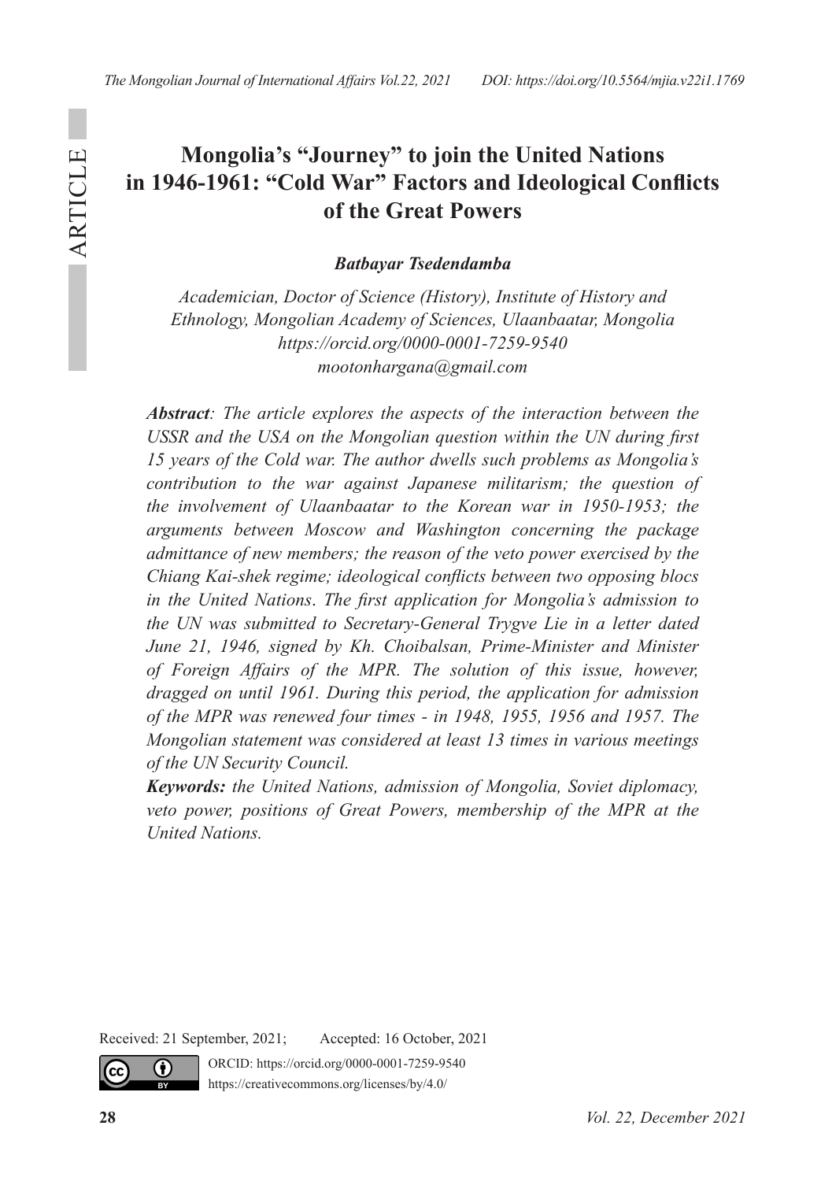# Mongolia's "Journey" to join the United Nations in 1946-1961: "Cold War" Factors and Ideological Conflicts of the Great Powers

***Batbayar Tsedendamba***

*Academician, Doctor of Science (History), Institute of History and Ethnology, Mongolian Academy of Sciences, Ulaanbaatar, Mongolia*
*https://orcid.org/0000-0001-7259-9540*
*mootonhargana@gmail.com*

***Abstract**: The article explores the aspects of the interaction between the USSR and the USA on the Mongolian question within the UN during first 15 years of the Cold war. The author dwells such problems as Mongolia's contribution to the war against Japanese militarism; the question of the involvement of Ulaanbaatar to the Korean war in 1950-1953; the arguments between Moscow and Washington concerning the package admittance of new members; the reason of the veto power exercised by the Chiang Kai-shek regime; ideological conflicts between two opposing blocs in the United Nations. The first application for Mongolia's admission to the UN was submitted to Secretary-General Trygve Lie in a letter dated June 21, 1946, signed by Kh. Choibalsan, Prime-Minister and Minister of Foreign Affairs of the MPR. The solution of this issue, however, dragged on until 1961. During this period, the application for admission of the MPR was renewed four times - in 1948, 1955, 1956 and 1957. The Mongolian statement was considered at least 13 times in various meetings of the UN Security Council.*

***Keywords:** the United Nations, admission of Mongolia, Soviet diplomacy, veto power, positions of Great Powers, membership of the MPR at the United Nations.*

Received: 21 September, 2021; Accepted: 16 October, 2021

ORCID: https://orcid.org/0000-0001-7259-9540
https://creativecommons.org/licenses/by/4.0/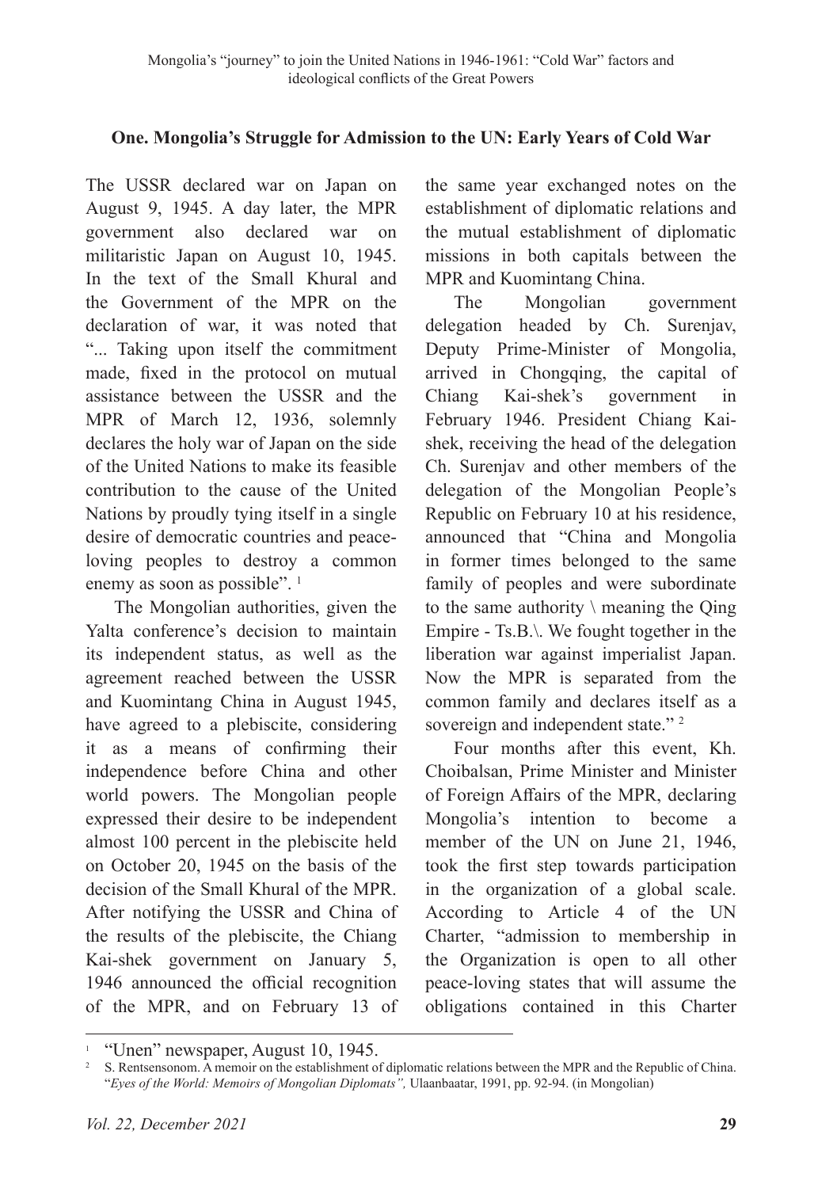## One. Mongolia's Struggle for Admission to the UN: Early Years of Cold War

The USSR declared war on Japan on August 9, 1945. A day later, the MPR government also declared war on militaristic Japan on August 10, 1945. In the text of the Small Khural and the Government of the MPR on the declaration of war, it was noted that "... Taking upon itself the commitment made, fixed in the protocol on mutual assistance between the USSR and the MPR of March 12, 1936, solemnly declares the holy war of Japan on the side of the United Nations to make its feasible contribution to the cause of the United Nations by proudly tying itself in a single desire of democratic countries and peace-loving peoples to destroy a common enemy as soon as possible". [1]

The Mongolian authorities, given the Yalta conference's decision to maintain its independent status, as well as the agreement reached between the USSR and Kuomintang China in August 1945, have agreed to a plebiscite, considering it as a means of confirming their independence before China and other world powers. The Mongolian people expressed their desire to be independent almost 100 percent in the plebiscite held on October 20, 1945 on the basis of the decision of the Small Khural of the MPR. After notifying the USSR and China of the results of the plebiscite, the Chiang Kai-shek government on January 5, 1946 announced the official recognition of the MPR, and on February 13 of the same year exchanged notes on the establishment of diplomatic relations and the mutual establishment of diplomatic missions in both capitals between the MPR and Kuomintang China.

The Mongolian government delegation headed by Ch. Surenjav, Deputy Prime-Minister of Mongolia, arrived in Chongqing, the capital of Chiang Kai-shek's government in February 1946. President Chiang Kai-shek, receiving the head of the delegation Ch. Surenjav and other members of the delegation of the Mongolian People's Republic on February 10 at his residence, announced that "China and Mongolia in former times belonged to the same family of peoples and were subordinate to the same authority \ meaning the Qing Empire - Ts.B.\. We fought together in the liberation war against imperialist Japan. Now the MPR is separated from the common family and declares itself as a sovereign and independent state." [2]

Four months after this event, Kh. Choibalsan, Prime Minister and Minister of Foreign Affairs of the MPR, declaring Mongolia's intention to become a member of the UN on June 21, 1946, took the first step towards participation in the organization of a global scale. According to Article 4 of the UN Charter, "admission to membership in the Organization is open to all other peace-loving states that will assume the obligations contained in this Charter

---

[1] "Unen" newspaper, August 10, 1945.

[2] S. Rentsensonom. A memoir on the establishment of diplomatic relations between the MPR and the Republic of China. "*Eyes of the World: Memoirs of Mongolian Diplomats",* Ulaanbaatar, 1991, pp. 92-94. (in Mongolian)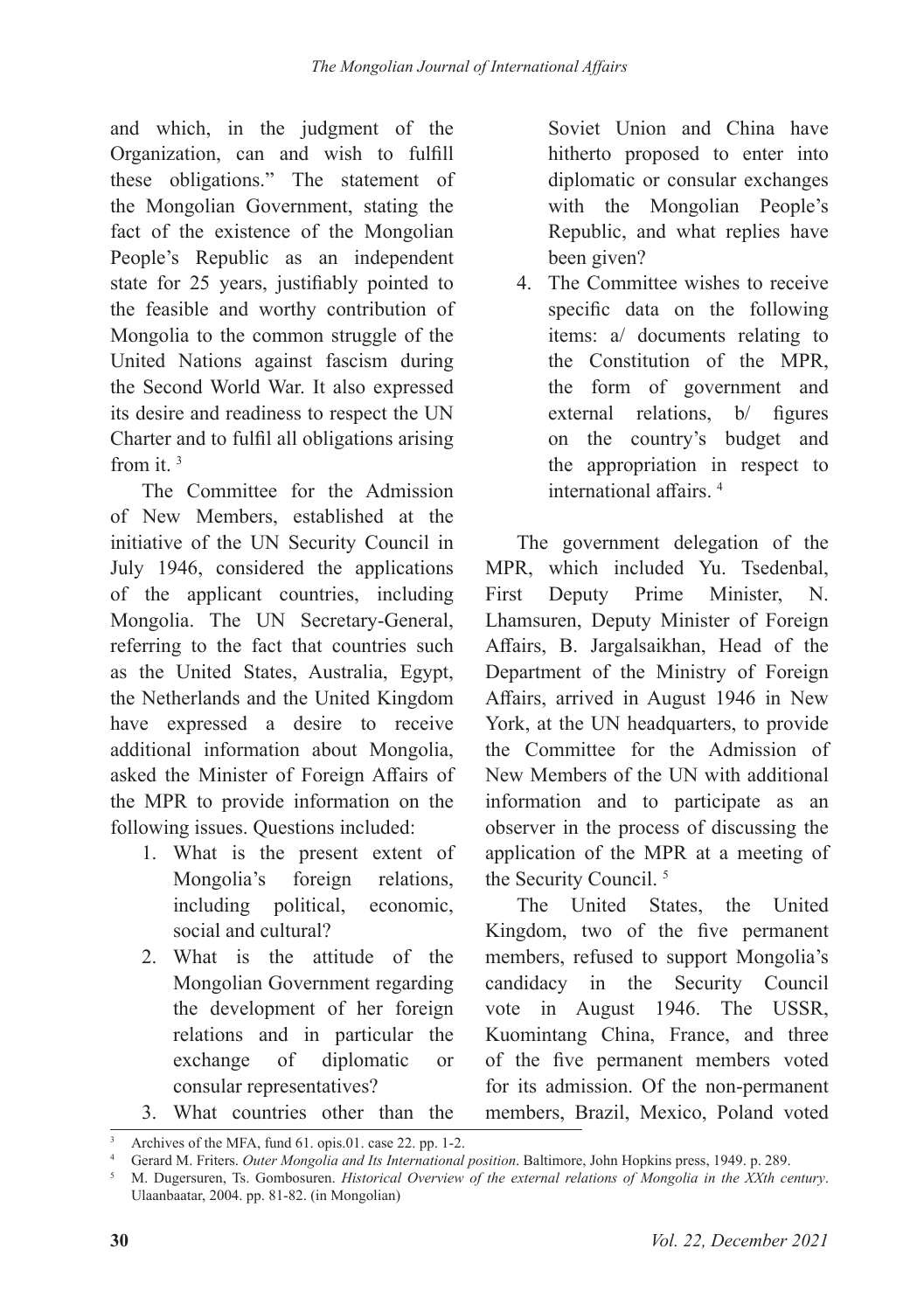and which, in the judgment of the Organization, can and wish to fulfill these obligations." The statement of the Mongolian Government, stating the fact of the existence of the Mongolian People's Republic as an independent state for 25 years, justifiably pointed to the feasible and worthy contribution of Mongolia to the common struggle of the United Nations against fascism during the Second World War. It also expressed its desire and readiness to respect the UN Charter and to fulfil all obligations arising from it. [3]

The Committee for the Admission of New Members, established at the initiative of the UN Security Council in July 1946, considered the applications of the applicant countries, including Mongolia. The UN Secretary-General, referring to the fact that countries such as the United States, Australia, Egypt, the Netherlands and the United Kingdom have expressed a desire to receive additional information about Mongolia, asked the Minister of Foreign Affairs of the MPR to provide information on the following issues. Questions included:

1. What is the present extent of Mongolia's foreign relations, including political, economic, social and cultural?
2. What is the attitude of the Mongolian Government regarding the development of her foreign relations and in particular the exchange of diplomatic or consular representatives?
3. What countries other than the Soviet Union and China have hitherto proposed to enter into diplomatic or consular exchanges with the Mongolian People's Republic, and what replies have been given?
4. The Committee wishes to receive specific data on the following items: a/ documents relating to the Constitution of the MPR, the form of government and external relations, b/ figures on the country's budget and the appropriation in respect to international affairs. [4]

The government delegation of the MPR, which included Yu. Tsedenbal, First Deputy Prime Minister, N. Lhamsuren, Deputy Minister of Foreign Affairs, B. Jargalsaikhan, Head of the Department of the Ministry of Foreign Affairs, arrived in August 1946 in New York, at the UN headquarters, to provide the Committee for the Admission of New Members of the UN with additional information and to participate as an observer in the process of discussing the application of the MPR at a meeting of the Security Council. [5]

The United States, the United Kingdom, two of the five permanent members, refused to support Mongolia's candidacy in the Security Council vote in August 1946. The USSR, Kuomintang China, France, and three of the five permanent members voted for its admission. Of the non-permanent members, Brazil, Mexico, Poland voted

---

[3] Archives of the MFA, fund 61. opis.01. case 22. pp. 1-2.

[4] Gerard M. Friters. *Outer Mongolia and Its International position*. Baltimore, John Hopkins press, 1949. p. 289.

[5] M. Dugersuren, Ts. Gombosuren. *Historical Overview of the external relations of Mongolia in the XXth century*. Ulaanbaatar, 2004. pp. 81-82. (in Mongolian)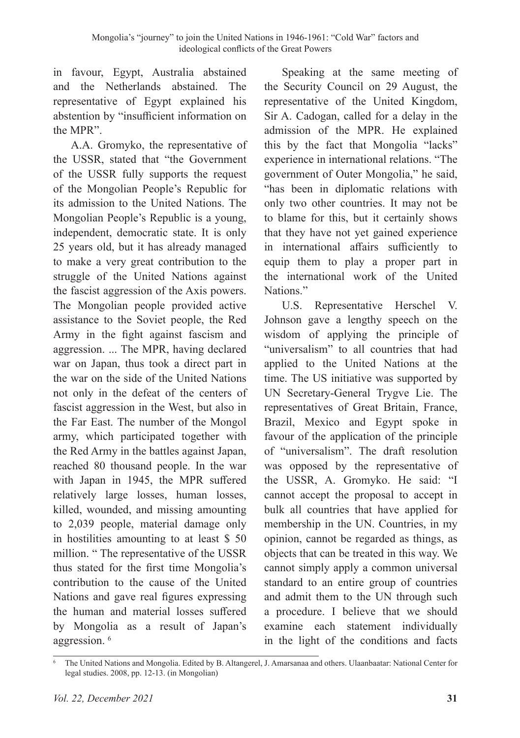in favour, Egypt, Australia abstained and the Netherlands abstained. The representative of Egypt explained his abstention by "insufficient information on the MPR".

A.A. Gromyko, the representative of the USSR, stated that "the Government of the USSR fully supports the request of the Mongolian People's Republic for its admission to the United Nations. The Mongolian People's Republic is a young, independent, democratic state. It is only 25 years old, but it has already managed to make a very great contribution to the struggle of the United Nations against the fascist aggression of the Axis powers. The Mongolian people provided active assistance to the Soviet people, the Red Army in the fight against fascism and aggression. ... The MPR, having declared war on Japan, thus took a direct part in the war on the side of the United Nations not only in the defeat of the centers of fascist aggression in the West, but also in the Far East. The number of the Mongol army, which participated together with the Red Army in the battles against Japan, reached 80 thousand people. In the war with Japan in 1945, the MPR suffered relatively large losses, human losses, killed, wounded, and missing amounting to 2,039 people, material damage only in hostilities amounting to at least $ 50 million. " The representative of the USSR thus stated for the first time Mongolia's contribution to the cause of the United Nations and gave real figures expressing the human and material losses suffered by Mongolia as a result of Japan's aggression. [6]

Speaking at the same meeting of the Security Council on 29 August, the representative of the United Kingdom, Sir A. Cadogan, called for a delay in the admission of the MPR. He explained this by the fact that Mongolia "lacks" experience in international relations. "The government of Outer Mongolia," he said, "has been in diplomatic relations with only two other countries. It may not be to blame for this, but it certainly shows that they have not yet gained experience in international affairs sufficiently to equip them to play a proper part in the international work of the United Nations."

U.S. Representative Herschel V. Johnson gave a lengthy speech on the wisdom of applying the principle of "universalism" to all countries that had applied to the United Nations at the time. The US initiative was supported by UN Secretary-General Trygve Lie. The representatives of Great Britain, France, Brazil, Mexico and Egypt spoke in favour of the application of the principle of "universalism". The draft resolution was opposed by the representative of the USSR, A. Gromyko. He said: "I cannot accept the proposal to accept in bulk all countries that have applied for membership in the UN. Countries, in my opinion, cannot be regarded as things, as objects that can be treated in this way. We cannot simply apply a common universal standard to an entire group of countries and admit them to the UN through such a procedure. I believe that we should examine each statement individually in the light of the conditions and facts

[6] The United Nations and Mongolia. Edited by B. Altangerel, J. Amarsanaa and others. Ulaanbaatar: National Center for legal studies. 2008, pp. 12-13. (in Mongolian)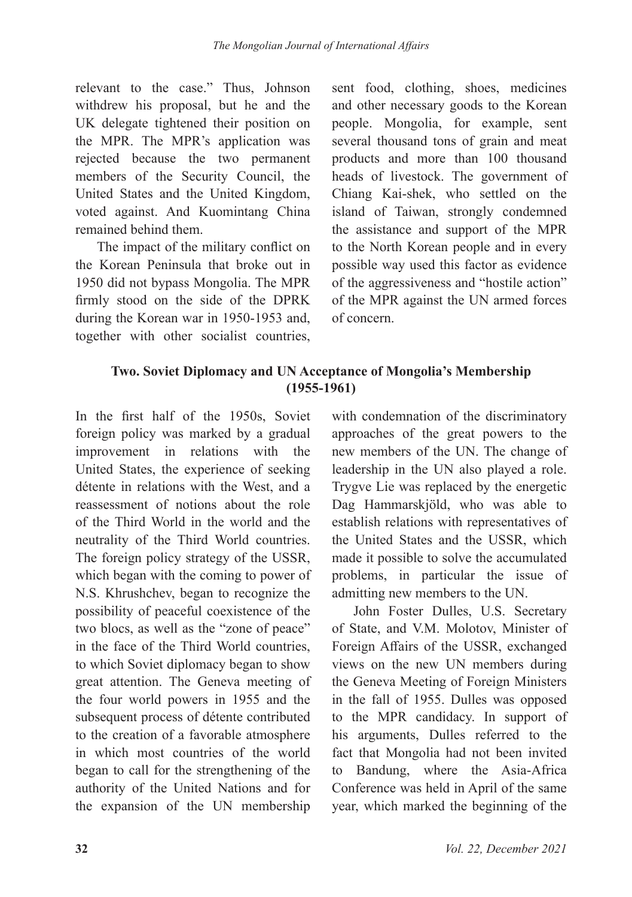relevant to the case." Thus, Johnson withdrew his proposal, but he and the UK delegate tightened their position on the MPR. The MPR's application was rejected because the two permanent members of the Security Council, the United States and the United Kingdom, voted against. And Kuomintang China remained behind them.

The impact of the military conflict on the Korean Peninsula that broke out in 1950 did not bypass Mongolia. The MPR firmly stood on the side of the DPRK during the Korean war in 1950-1953 and, together with other socialist countries, sent food, clothing, shoes, medicines and other necessary goods to the Korean people. Mongolia, for example, sent several thousand tons of grain and meat products and more than 100 thousand heads of livestock. The government of Chiang Kai-shek, who settled on the island of Taiwan, strongly condemned the assistance and support of the MPR to the North Korean people and in every possible way used this factor as evidence of the aggressiveness and "hostile action" of the MPR against the UN armed forces of concern.

## Two. Soviet Diplomacy and UN Acceptance of Mongolia's Membership (1955-1961)

In the first half of the 1950s, Soviet foreign policy was marked by a gradual improvement in relations with the United States, the experience of seeking détente in relations with the West, and a reassessment of notions about the role of the Third World in the world and the neutrality of the Third World countries. The foreign policy strategy of the USSR, which began with the coming to power of N.S. Khrushchev, began to recognize the possibility of peaceful coexistence of the two blocs, as well as the "zone of peace" in the face of the Third World countries, to which Soviet diplomacy began to show great attention. The Geneva meeting of the four world powers in 1955 and the subsequent process of détente contributed to the creation of a favorable atmosphere in which most countries of the world began to call for the strengthening of the authority of the United Nations and for the expansion of the UN membership with condemnation of the discriminatory approaches of the great powers to the new members of the UN. The change of leadership in the UN also played a role. Trygve Lie was replaced by the energetic Dag Hammarskjöld, who was able to establish relations with representatives of the United States and the USSR, which made it possible to solve the accumulated problems, in particular the issue of admitting new members to the UN.

John Foster Dulles, U.S. Secretary of State, and V.M. Molotov, Minister of Foreign Affairs of the USSR, exchanged views on the new UN members during the Geneva Meeting of Foreign Ministers in the fall of 1955. Dulles was opposed to the MPR candidacy. In support of his arguments, Dulles referred to the fact that Mongolia had not been invited to Bandung, where the Asia-Africa Conference was held in April of the same year, which marked the beginning of the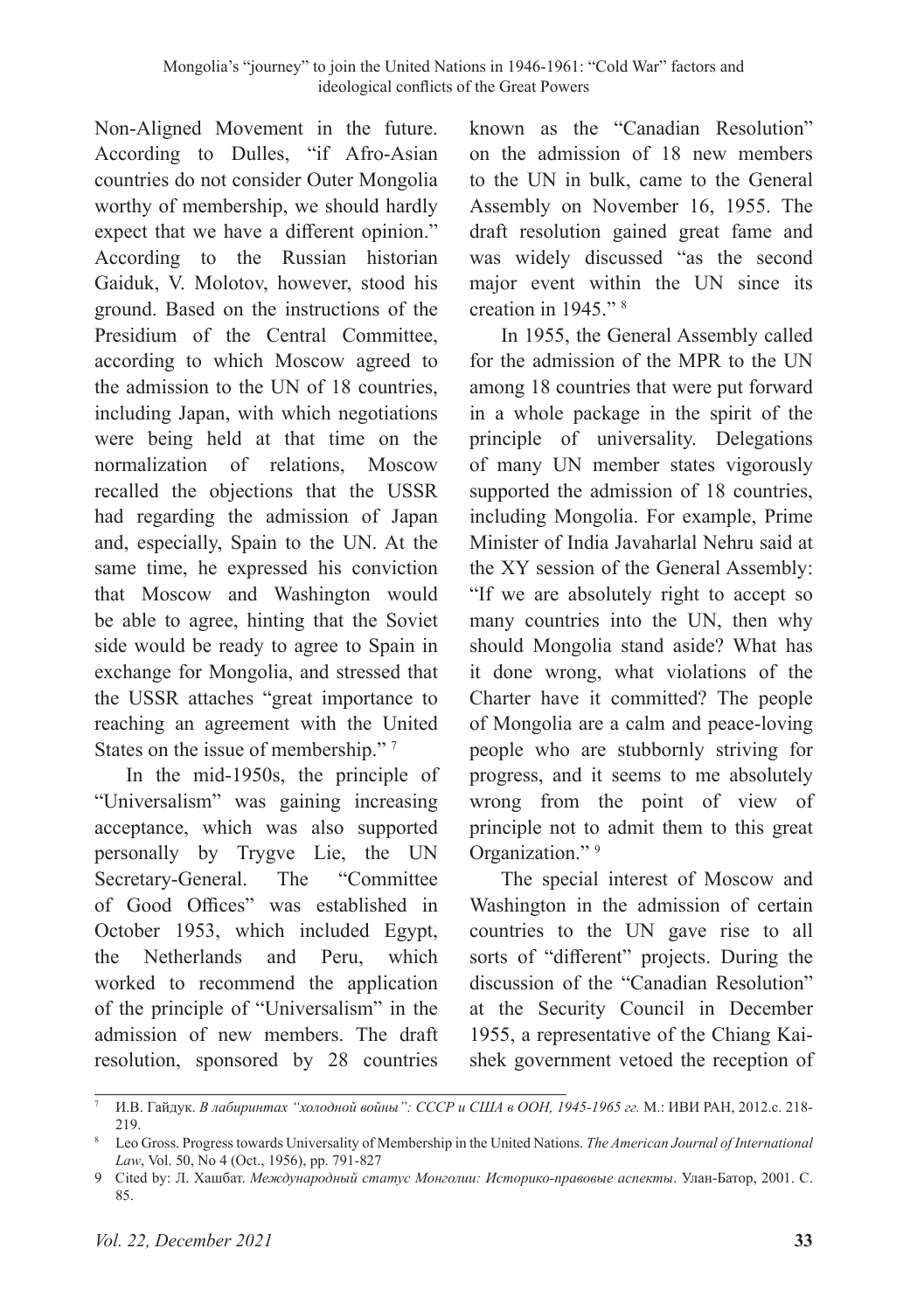Non-Aligned Movement in the future. According to Dulles, "if Afro-Asian countries do not consider Outer Mongolia worthy of membership, we should hardly expect that we have a different opinion." According to the Russian historian Gaiduk, V. Molotov, however, stood his ground. Based on the instructions of the Presidium of the Central Committee, according to which Moscow agreed to the admission to the UN of 18 countries, including Japan, with which negotiations were being held at that time on the normalization of relations, Moscow recalled the objections that the USSR had regarding the admission of Japan and, especially, Spain to the UN. At the same time, he expressed his conviction that Moscow and Washington would be able to agree, hinting that the Soviet side would be ready to agree to Spain in exchange for Mongolia, and stressed that the USSR attaches "great importance to reaching an agreement with the United States on the issue of membership." [7]

In the mid-1950s, the principle of "Universalism" was gaining increasing acceptance, which was also supported personally by Trygve Lie, the UN Secretary-General. The "Committee of Good Offices" was established in October 1953, which included Egypt, the Netherlands and Peru, which worked to recommend the application of the principle of "Universalism" in the admission of new members. The draft resolution, sponsored by 28 countries known as the "Canadian Resolution" on the admission of 18 new members to the UN in bulk, came to the General Assembly on November 16, 1955. The draft resolution gained great fame and was widely discussed "as the second major event within the UN since its creation in 1945." [8]

In 1955, the General Assembly called for the admission of the MPR to the UN among 18 countries that were put forward in a whole package in the spirit of the principle of universality. Delegations of many UN member states vigorously supported the admission of 18 countries, including Mongolia. For example, Prime Minister of India Javaharlal Nehru said at the XY session of the General Assembly: "If we are absolutely right to accept so many countries into the UN, then why should Mongolia stand aside? What has it done wrong, what violations of the Charter have it committed? The people of Mongolia are a calm and peace-loving people who are stubbornly striving for progress, and it seems to me absolutely wrong from the point of view of principle not to admit them to this great Organization." [9]

The special interest of Moscow and Washington in the admission of certain countries to the UN gave rise to all sorts of "different" projects. During the discussion of the "Canadian Resolution" at the Security Council in December 1955, a representative of the Chiang Kai-shek government vetoed the reception of

---

[7] И.В. Гайдук. *В лабиринтах "холодной войны": СССР и США в ООН, 1945-1965 гг.* М.: ИВИ РАН, 2012.с. 218-219.

[8] Leo Gross. Progress towards Universality of Membership in the United Nations. *The American Journal of International Law*, Vol. 50, No 4 (Oct., 1956), pp. 791-827

[9] Cited by: Л. Хашбат. *Международный статус Монголии: Историко-правовые аспекты*. Улан-Батор, 2001. С. 85.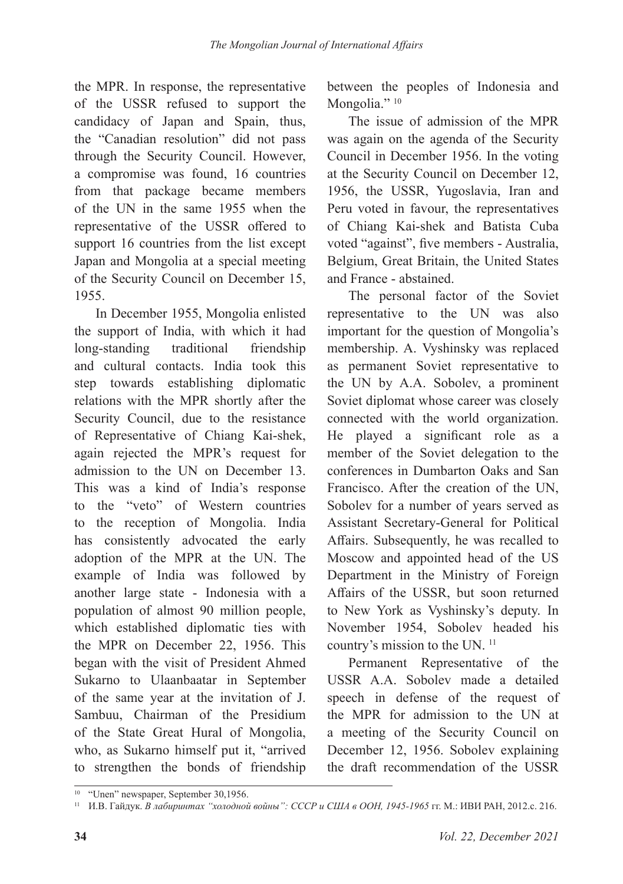the MPR. In response, the representative of the USSR refused to support the candidacy of Japan and Spain, thus, the "Canadian resolution" did not pass through the Security Council. However, a compromise was found, 16 countries from that package became members of the UN in the same 1955 when the representative of the USSR offered to support 16 countries from the list except Japan and Mongolia at a special meeting of the Security Council on December 15, 1955.

In December 1955, Mongolia enlisted the support of India, with which it had long-standing traditional friendship and cultural contacts. India took this step towards establishing diplomatic relations with the MPR shortly after the Security Council, due to the resistance of Representative of Chiang Kai-shek, again rejected the MPR's request for admission to the UN on December 13. This was a kind of India's response to the "veto" of Western countries to the reception of Mongolia. India has consistently advocated the early adoption of the MPR at the UN. The example of India was followed by another large state - Indonesia with a population of almost 90 million people, which established diplomatic ties with the MPR on December 22, 1956. This began with the visit of President Ahmed Sukarno to Ulaanbaatar in September of the same year at the invitation of J. Sambuu, Chairman of the Presidium of the State Great Hural of Mongolia, who, as Sukarno himself put it, "arrived to strengthen the bonds of friendship between the peoples of Indonesia and Mongolia." [10]

The issue of admission of the MPR was again on the agenda of the Security Council in December 1956. In the voting at the Security Council on December 12, 1956, the USSR, Yugoslavia, Iran and Peru voted in favour, the representatives of Chiang Kai-shek and Batista Cuba voted "against", five members - Australia, Belgium, Great Britain, the United States and France - abstained.

The personal factor of the Soviet representative to the UN was also important for the question of Mongolia's membership. A. Vyshinsky was replaced as permanent Soviet representative to the UN by A.A. Sobolev, a prominent Soviet diplomat whose career was closely connected with the world organization. He played a significant role as a member of the Soviet delegation to the conferences in Dumbarton Oaks and San Francisco. After the creation of the UN, Sobolev for a number of years served as Assistant Secretary-General for Political Affairs. Subsequently, he was recalled to Moscow and appointed head of the US Department in the Ministry of Foreign Affairs of the USSR, but soon returned to New York as Vyshinsky's deputy. In November 1954, Sobolev headed his country's mission to the UN. [11]

Permanent Representative of the USSR A.A. Sobolev made a detailed speech in defense of the request of the MPR for admission to the UN at a meeting of the Security Council on December 12, 1956. Sobolev explaining the draft recommendation of the USSR

---

[10] "Unen" newspaper, September 30,1956.

[11] И.В. Гайдук. *В лабиринтах "холодной войны": СССР и США в ООН, 1945-1965* гг. М.: ИВИ РАН, 2012.с. 216.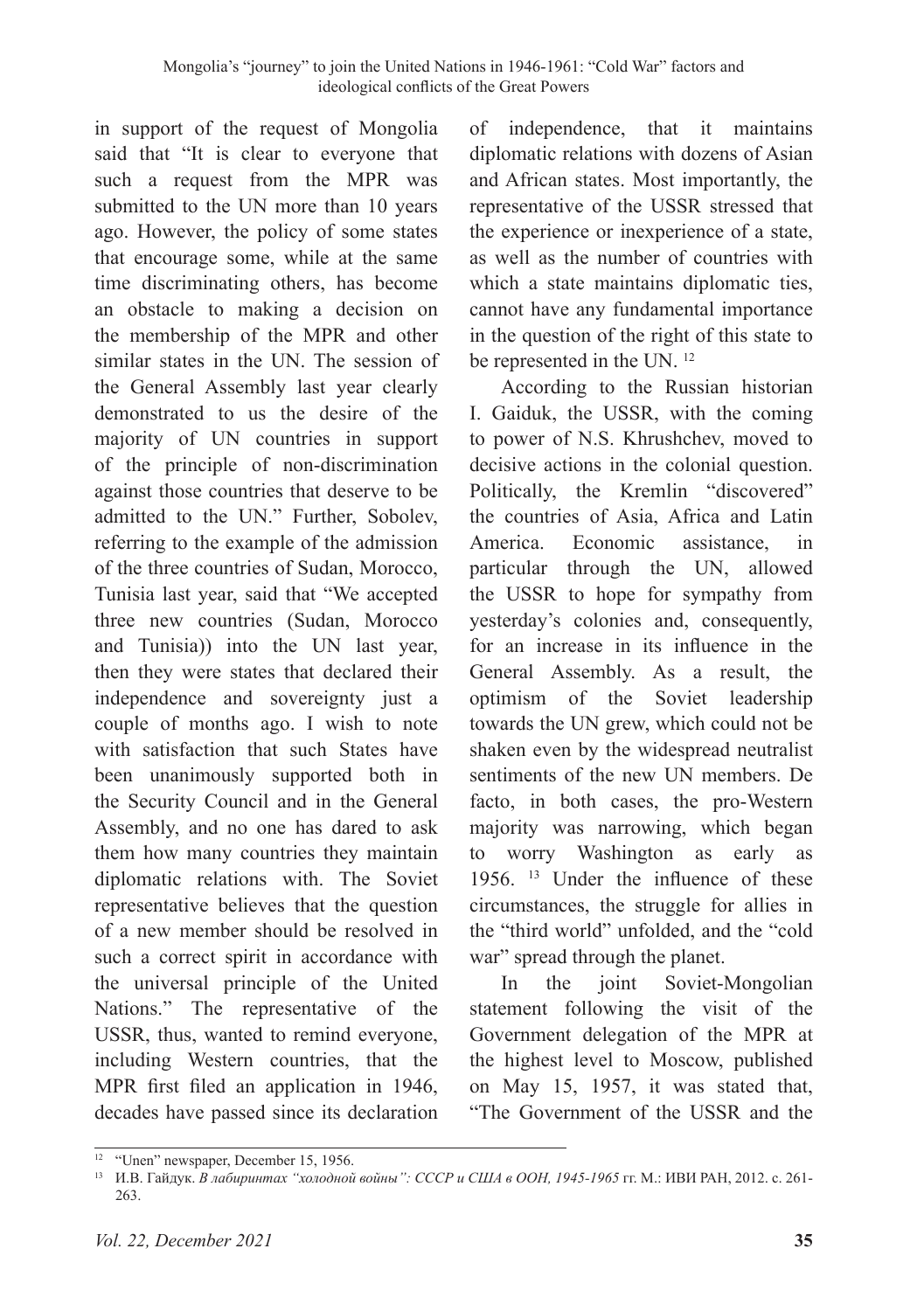in support of the request of Mongolia said that "It is clear to everyone that such a request from the MPR was submitted to the UN more than 10 years ago. However, the policy of some states that encourage some, while at the same time discriminating others, has become an obstacle to making a decision on the membership of the MPR and other similar states in the UN. The session of the General Assembly last year clearly demonstrated to us the desire of the majority of UN countries in support of the principle of non-discrimination against those countries that deserve to be admitted to the UN." Further, Sobolev, referring to the example of the admission of the three countries of Sudan, Morocco, Tunisia last year, said that "We accepted three new countries (Sudan, Morocco and Tunisia)) into the UN last year, then they were states that declared their independence and sovereignty just a couple of months ago. I wish to note with satisfaction that such States have been unanimously supported both in the Security Council and in the General Assembly, and no one has dared to ask them how many countries they maintain diplomatic relations with. The Soviet representative believes that the question of a new member should be resolved in such a correct spirit in accordance with the universal principle of the United Nations." The representative of the USSR, thus, wanted to remind everyone, including Western countries, that the MPR first filed an application in 1946, decades have passed since its declaration of independence, that it maintains diplomatic relations with dozens of Asian and African states. Most importantly, the representative of the USSR stressed that the experience or inexperience of a state, as well as the number of countries with which a state maintains diplomatic ties, cannot have any fundamental importance in the question of the right of this state to be represented in the UN. [12]

According to the Russian historian I. Gaiduk, the USSR, with the coming to power of N.S. Khrushchev, moved to decisive actions in the colonial question. Politically, the Kremlin "discovered" the countries of Asia, Africa and Latin America. Economic assistance, in particular through the UN, allowed the USSR to hope for sympathy from yesterday's colonies and, consequently, for an increase in its influence in the General Assembly. As a result, the optimism of the Soviet leadership towards the UN grew, which could not be shaken even by the widespread neutralist sentiments of the new UN members. De facto, in both cases, the pro-Western majority was narrowing, which began to worry Washington as early as 1956. [13] Under the influence of these circumstances, the struggle for allies in the "third world" unfolded, and the "cold war" spread through the planet.

In the joint Soviet-Mongolian statement following the visit of the Government delegation of the MPR at the highest level to Moscow, published on May 15, 1957, it was stated that, "The Government of the USSR and the

---

[12] "Unen" newspaper, December 15, 1956.

[13] И.В. Гайдук. *В лабиринтах "холодной войны": СССР и США в ООН, 1945-1965* гг. М.: ИВИ РАН, 2012. с. 261-263.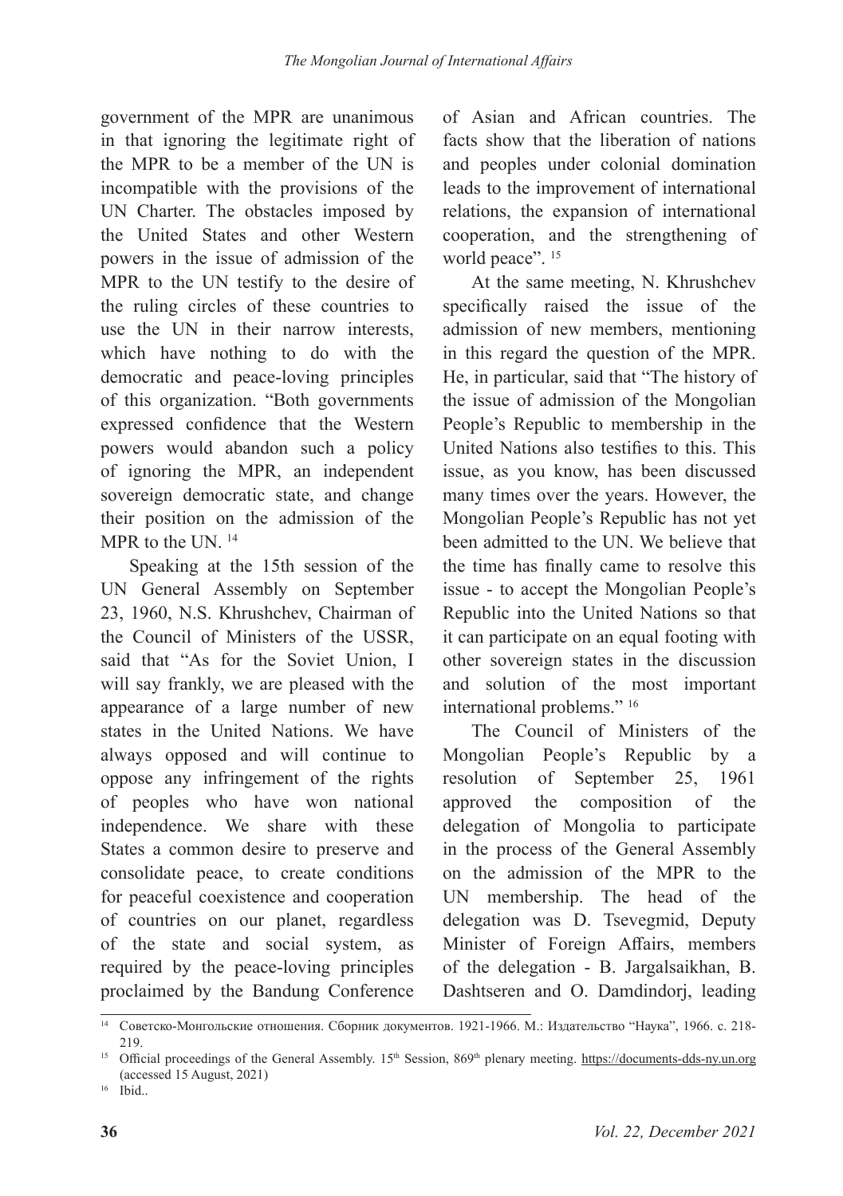government of the MPR are unanimous in that ignoring the legitimate right of the MPR to be a member of the UN is incompatible with the provisions of the UN Charter. The obstacles imposed by the United States and other Western powers in the issue of admission of the MPR to the UN testify to the desire of the ruling circles of these countries to use the UN in their narrow interests, which have nothing to do with the democratic and peace-loving principles of this organization. "Both governments expressed confidence that the Western powers would abandon such a policy of ignoring the MPR, an independent sovereign democratic state, and change their position on the admission of the MPR to the UN. [14]

Speaking at the 15th session of the UN General Assembly on September 23, 1960, N.S. Khrushchev, Chairman of the Council of Ministers of the USSR, said that "As for the Soviet Union, I will say frankly, we are pleased with the appearance of a large number of new states in the United Nations. We have always opposed and will continue to oppose any infringement of the rights of peoples who have won national independence. We share with these States a common desire to preserve and consolidate peace, to create conditions for peaceful coexistence and cooperation of countries on our planet, regardless of the state and social system, as required by the peace-loving principles proclaimed by the Bandung Conference of Asian and African countries. The facts show that the liberation of nations and peoples under colonial domination leads to the improvement of international relations, the expansion of international cooperation, and the strengthening of world peace". [15]

At the same meeting, N. Khrushchev specifically raised the issue of the admission of new members, mentioning in this regard the question of the MPR. He, in particular, said that "The history of the issue of admission of the Mongolian People's Republic to membership in the United Nations also testifies to this. This issue, as you know, has been discussed many times over the years. However, the Mongolian People's Republic has not yet been admitted to the UN. We believe that the time has finally came to resolve this issue - to accept the Mongolian People's Republic into the United Nations so that it can participate on an equal footing with other sovereign states in the discussion and solution of the most important international problems." [16]

The Council of Ministers of the Mongolian People's Republic by a resolution of September 25, 1961 approved the composition of the delegation of Mongolia to participate in the process of the General Assembly on the admission of the MPR to the UN membership. The head of the delegation was D. Tsevegmid, Deputy Minister of Foreign Affairs, members of the delegation - B. Jargalsaikhan, B. Dashtseren and O. Damdindorj, leading

---

[14] Советско-Монгольские отношения. Сборник документов. 1921-1966. М.: Издательство "Наука", 1966. с. 218-219.

[15] Official proceedings of the General Assembly. 15th Session, 869th plenary meeting. https://documents-dds-ny.un.org (accessed 15 August, 2021)

[16] Ibid..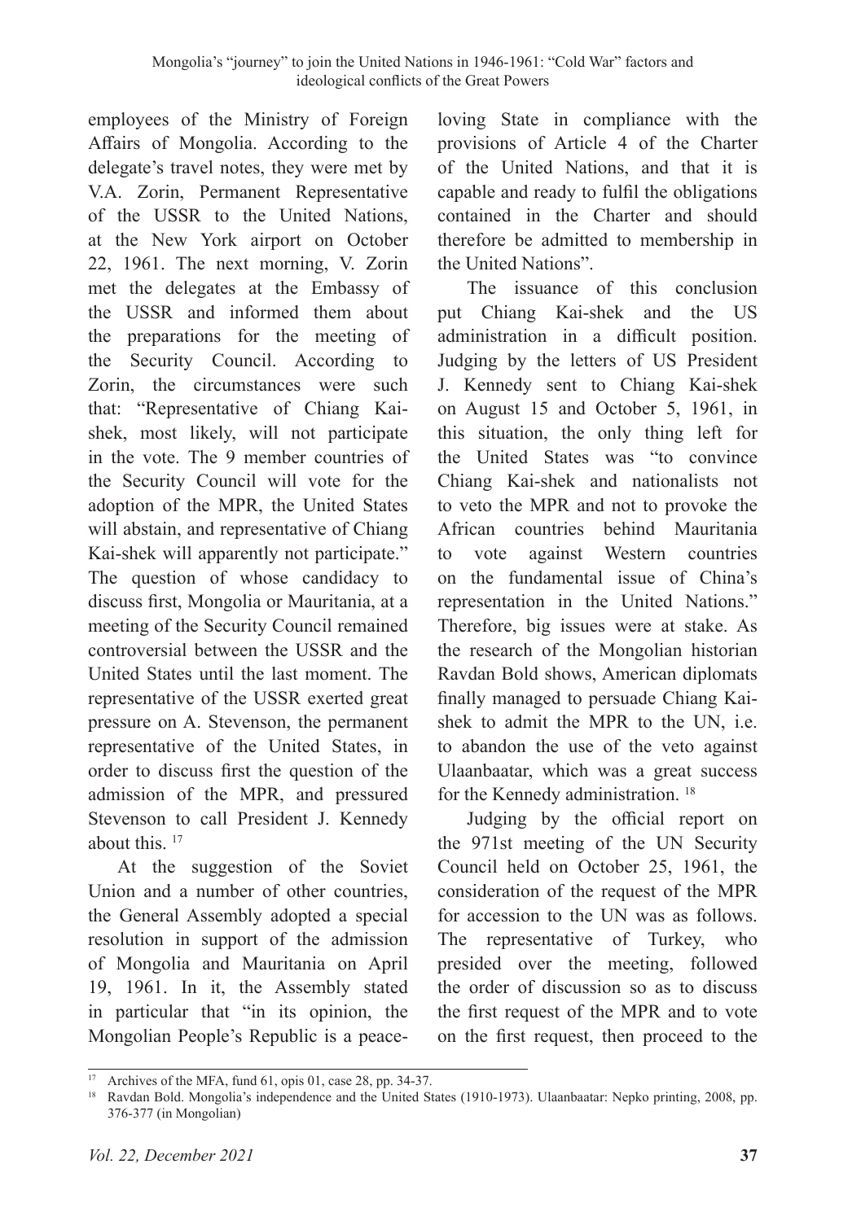employees of the Ministry of Foreign Affairs of Mongolia. According to the delegate's travel notes, they were met by V.A. Zorin, Permanent Representative of the USSR to the United Nations, at the New York airport on October 22, 1961. The next morning, V. Zorin met the delegates at the Embassy of the USSR and informed them about the preparations for the meeting of the Security Council. According to Zorin, the circumstances were such that: "Representative of Chiang Kai-shek, most likely, will not participate in the vote. The 9 member countries of the Security Council will vote for the adoption of the MPR, the United States will abstain, and representative of Chiang Kai-shek will apparently not participate." The question of whose candidacy to discuss first, Mongolia or Mauritania, at a meeting of the Security Council remained controversial between the USSR and the United States until the last moment. The representative of the USSR exerted great pressure on A. Stevenson, the permanent representative of the United States, in order to discuss first the question of the admission of the MPR, and pressured Stevenson to call President J. Kennedy about this. [17]

At the suggestion of the Soviet Union and a number of other countries, the General Assembly adopted a special resolution in support of the admission of Mongolia and Mauritania on April 19, 1961. In it, the Assembly stated in particular that "in its opinion, the Mongolian People's Republic is a peace-loving State in compliance with the provisions of Article 4 of the Charter of the United Nations, and that it is capable and ready to fulfil the obligations contained in the Charter and should therefore be admitted to membership in the United Nations".

The issuance of this conclusion put Chiang Kai-shek and the US administration in a difficult position. Judging by the letters of US President J. Kennedy sent to Chiang Kai-shek on August 15 and October 5, 1961, in this situation, the only thing left for the United States was "to convince Chiang Kai-shek and nationalists not to veto the MPR and not to provoke the African countries behind Mauritania to vote against Western countries on the fundamental issue of China's representation in the United Nations." Therefore, big issues were at stake. As the research of the Mongolian historian Ravdan Bold shows, American diplomats finally managed to persuade Chiang Kai-shek to admit the MPR to the UN, i.e. to abandon the use of the veto against Ulaanbaatar, which was a great success for the Kennedy administration. [18]

Judging by the official report on the 971st meeting of the UN Security Council held on October 25, 1961, the consideration of the request of the MPR for accession to the UN was as follows. The representative of Turkey, who presided over the meeting, followed the order of discussion so as to discuss the first request of the MPR and to vote on the first request, then proceed to the

---

[17] Archives of the MFA, fund 61, opis 01, case 28, pp. 34-37.

[18] Ravdan Bold. Mongolia's independence and the United States (1910-1973). Ulaanbaatar: Nepko printing, 2008, pp. 376-377 (in Mongolian)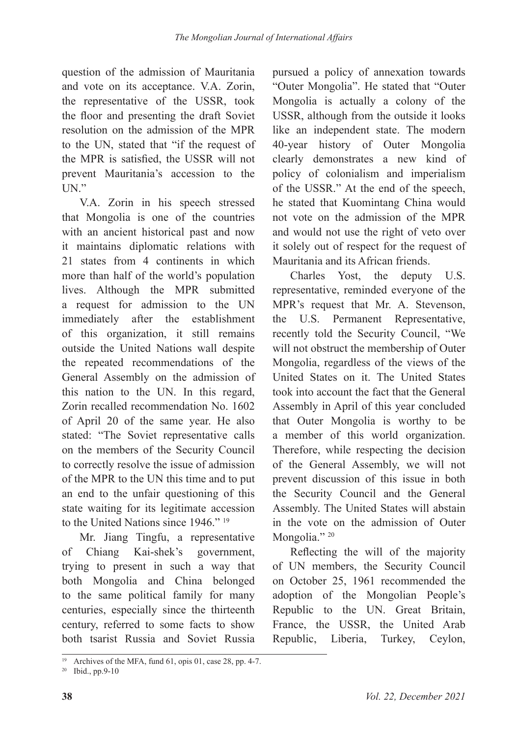question of the admission of Mauritania and vote on its acceptance. V.A. Zorin, the representative of the USSR, took the floor and presenting the draft Soviet resolution on the admission of the MPR to the UN, stated that "if the request of the MPR is satisfied, the USSR will not prevent Mauritania's accession to the UN."

V.A. Zorin in his speech stressed that Mongolia is one of the countries with an ancient historical past and now it maintains diplomatic relations with 21 states from 4 continents in which more than half of the world's population lives. Although the MPR submitted a request for admission to the UN immediately after the establishment of this organization, it still remains outside the United Nations wall despite the repeated recommendations of the General Assembly on the admission of this nation to the UN. In this regard, Zorin recalled recommendation No. 1602 of April 20 of the same year. He also stated: "The Soviet representative calls on the members of the Security Council to correctly resolve the issue of admission of the MPR to the UN this time and to put an end to the unfair questioning of this state waiting for its legitimate accession to the United Nations since 1946." [19]

Mr. Jiang Tingfu, a representative of Chiang Kai-shek's government, trying to present in such a way that both Mongolia and China belonged to the same political family for many centuries, especially since the thirteenth century, referred to some facts to show both tsarist Russia and Soviet Russia pursued a policy of annexation towards "Outer Mongolia". He stated that "Outer Mongolia is actually a colony of the USSR, although from the outside it looks like an independent state. The modern 40-year history of Outer Mongolia clearly demonstrates a new kind of policy of colonialism and imperialism of the USSR." At the end of the speech, he stated that Kuomintang China would not vote on the admission of the MPR and would not use the right of veto over it solely out of respect for the request of Mauritania and its African friends.

Charles Yost, the deputy U.S. representative, reminded everyone of the MPR's request that Mr. A. Stevenson, the U.S. Permanent Representative, recently told the Security Council, "We will not obstruct the membership of Outer Mongolia, regardless of the views of the United States on it. The United States took into account the fact that the General Assembly in April of this year concluded that Outer Mongolia is worthy to be a member of this world organization. Therefore, while respecting the decision of the General Assembly, we will not prevent discussion of this issue in both the Security Council and the General Assembly. The United States will abstain in the vote on the admission of Outer Mongolia." [20]

Reflecting the will of the majority of UN members, the Security Council on October 25, 1961 recommended the adoption of the Mongolian People's Republic to the UN. Great Britain, France, the USSR, the United Arab Republic, Liberia, Turkey, Ceylon,

---

[19] Archives of the MFA, fund 61, opis 01, case 28, pp. 4-7.

[20] Ibid., pp.9-10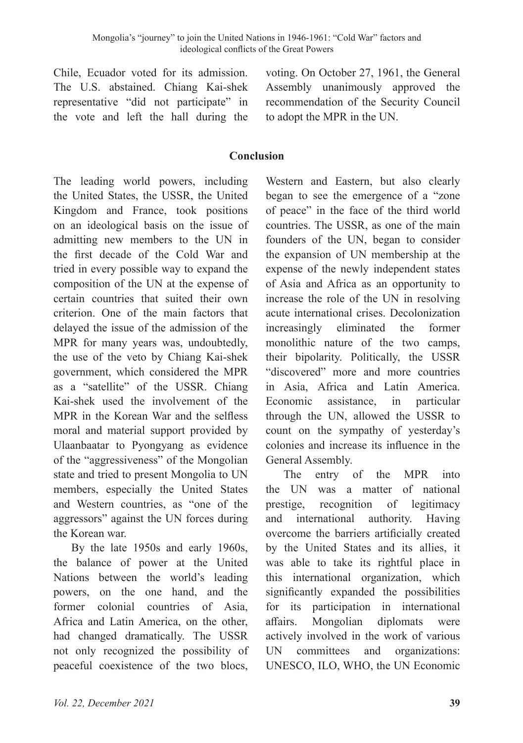Chile, Ecuador voted for its admission. The U.S. abstained. Chiang Kai-shek representative "did not participate" in the vote and left the hall during the voting. On October 27, 1961, the General Assembly unanimously approved the recommendation of the Security Council to adopt the MPR in the UN.

## Conclusion

The leading world powers, including the United States, the USSR, the United Kingdom and France, took positions on an ideological basis on the issue of admitting new members to the UN in the first decade of the Cold War and tried in every possible way to expand the composition of the UN at the expense of certain countries that suited their own criterion. One of the main factors that delayed the issue of the admission of the MPR for many years was, undoubtedly, the use of the veto by Chiang Kai-shek government, which considered the MPR as a "satellite" of the USSR. Chiang Kai-shek used the involvement of the MPR in the Korean War and the selfless moral and material support provided by Ulaanbaatar to Pyongyang as evidence of the "aggressiveness" of the Mongolian state and tried to present Mongolia to UN members, especially the United States and Western countries, as "one of the aggressors" against the UN forces during the Korean war.

By the late 1950s and early 1960s, the balance of power at the United Nations between the world's leading powers, on the one hand, and the former colonial countries of Asia, Africa and Latin America, on the other, had changed dramatically. The USSR not only recognized the possibility of peaceful coexistence of the two blocs, Western and Eastern, but also clearly began to see the emergence of a "zone of peace" in the face of the third world countries. The USSR, as one of the main founders of the UN, began to consider the expansion of UN membership at the expense of the newly independent states of Asia and Africa as an opportunity to increase the role of the UN in resolving acute international crises. Decolonization increasingly eliminated the former monolithic nature of the two camps, their bipolarity. Politically, the USSR "discovered" more and more countries in Asia, Africa and Latin America. Economic assistance, in particular through the UN, allowed the USSR to count on the sympathy of yesterday's colonies and increase its influence in the General Assembly.

The entry of the MPR into the UN was a matter of national prestige, recognition of legitimacy and international authority. Having overcome the barriers artificially created by the United States and its allies, it was able to take its rightful place in this international organization, which significantly expanded the possibilities for its participation in international affairs. Mongolian diplomats were actively involved in the work of various UN committees and organizations: UNESCO, ILO, WHO, the UN Economic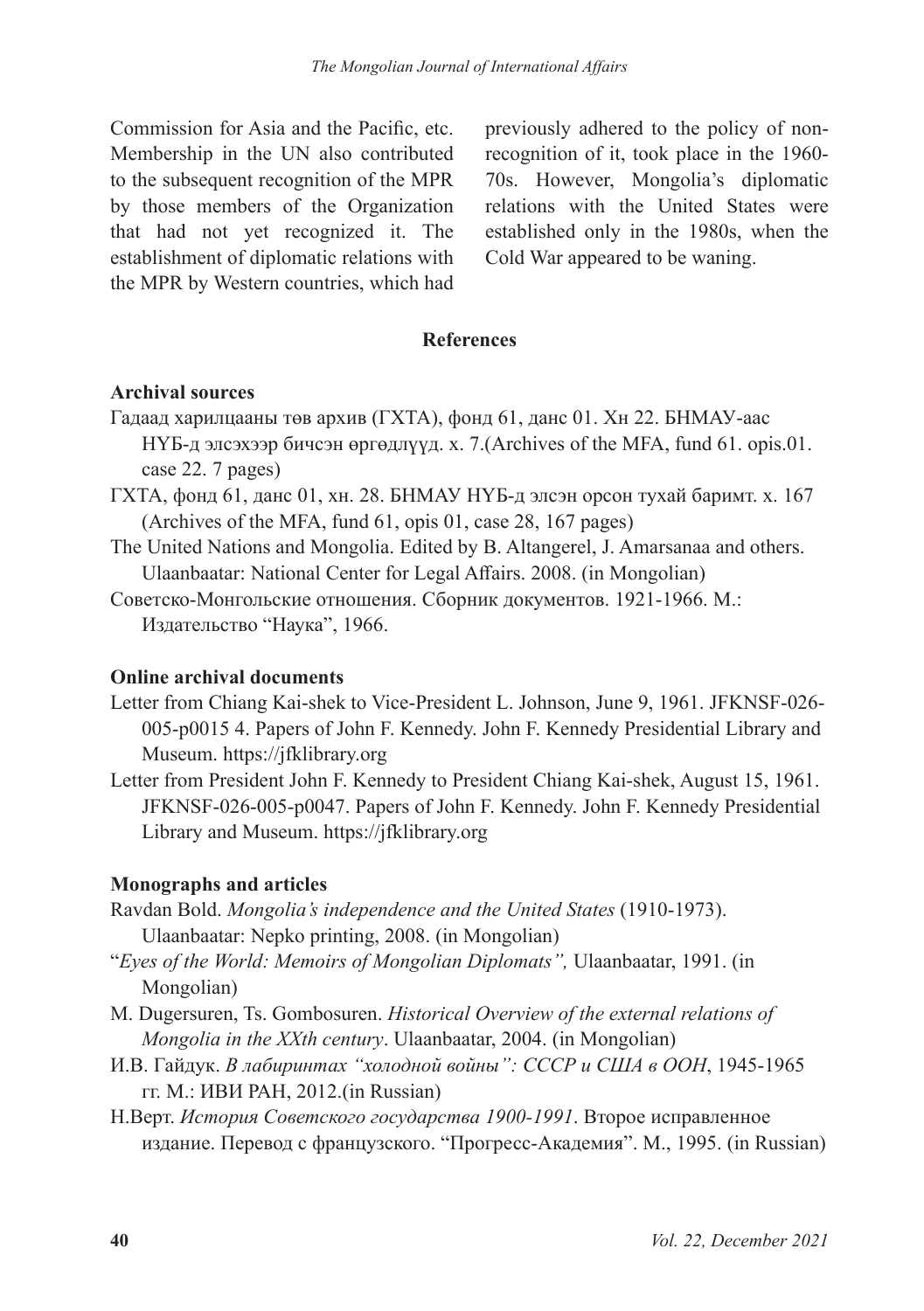Commission for Asia and the Pacific, etc. Membership in the UN also contributed to the subsequent recognition of the MPR by those members of the Organization that had not yet recognized it. The establishment of diplomatic relations with the MPR by Western countries, which had previously adhered to the policy of non-recognition of it, took place in the 1960-70s. However, Mongolia's diplomatic relations with the United States were established only in the 1980s, when the Cold War appeared to be waning.

## References

### Archival sources

Гадаад харилцааны төв архив (ГХТА), фонд 61, данс 01. Хн 22. БНМАУ-аас НҮБ-д элсэхээр бичсэн өргөдлүүд. х. 7.(Archives of the MFA, fund 61. opis.01. case 22. 7 pages)

ГХТА, фонд 61, данс 01, хн. 28. БНМАУ НҮБ-д элсэн орсон тухай баримт. х. 167 (Archives of the MFA, fund 61, opis 01, case 28, 167 pages)

The United Nations and Mongolia. Edited by B. Altangerel, J. Amarsanaa and others. Ulaanbaatar: National Center for Legal Affairs. 2008. (in Mongolian)

Советско-Монгольские отношения. Сборник документов. 1921-1966. М.: Издательство "Наука", 1966.

### Online archival documents

Letter from Chiang Kai-shek to Vice-President L. Johnson, June 9, 1961. JFKNSF-026-005-p0015 4. Papers of John F. Kennedy. John F. Kennedy Presidential Library and Museum. https://jfklibrary.org

Letter from President John F. Kennedy to President Chiang Kai-shek, August 15, 1961. JFKNSF-026-005-p0047. Papers of John F. Kennedy. John F. Kennedy Presidential Library and Museum. https://jfklibrary.org

### Monographs and articles

Ravdan Bold. *Mongolia's independence and the United States* (1910-1973). Ulaanbaatar: Nepko printing, 2008. (in Mongolian)

"*Eyes of the World: Memoirs of Mongolian Diplomats",* Ulaanbaatar, 1991. (in Mongolian)

M. Dugersuren, Ts. Gombosuren. *Historical Overview of the external relations of Mongolia in the XXth century*. Ulaanbaatar, 2004. (in Mongolian)

И.В. Гайдук. *В лабиринтах "холодной войны": СССР и США в ООН*, 1945-1965 гг. М.: ИВИ РАН, 2012.(in Russian)

Н.Верт. *История Советского государства 1900-1991*. Второе исправленное издание. Перевод с французского. "Прогресс-Академия". М., 1995. (in Russian)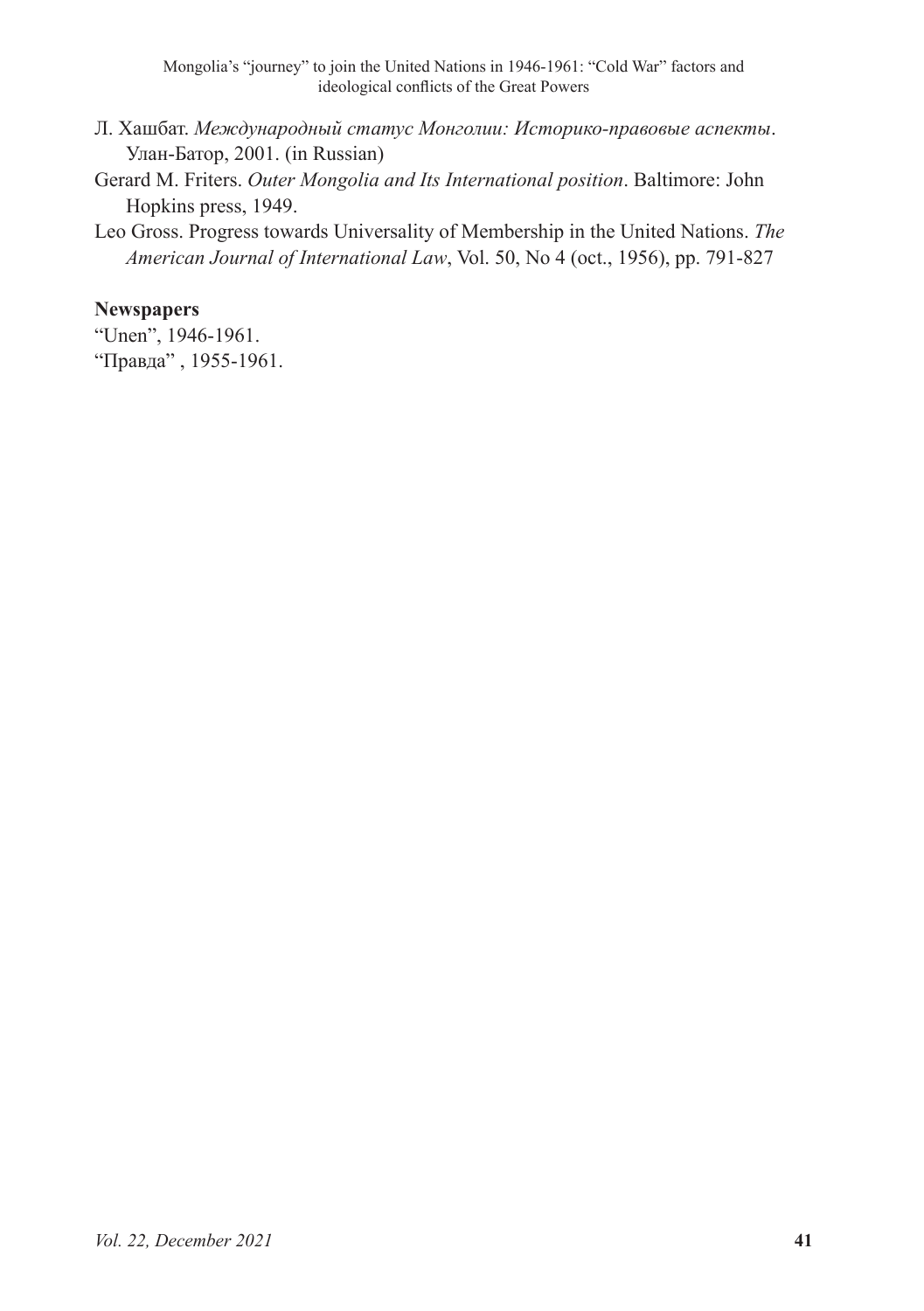Л. Хашбат. *Международный статус Монголии: Историко-правовые аспекты*. Улан-Батор, 2001. (in Russian)

Gerard M. Friters. *Outer Mongolia and Its International position*. Baltimore: John Hopkins press, 1949.

Leo Gross. Progress towards Universality of Membership in the United Nations. *The American Journal of International Law*, Vol. 50, No 4 (oct., 1956), pp. 791-827

**Newspapers**

"Unen", 1946-1961.

"Правда" , 1955-1961.